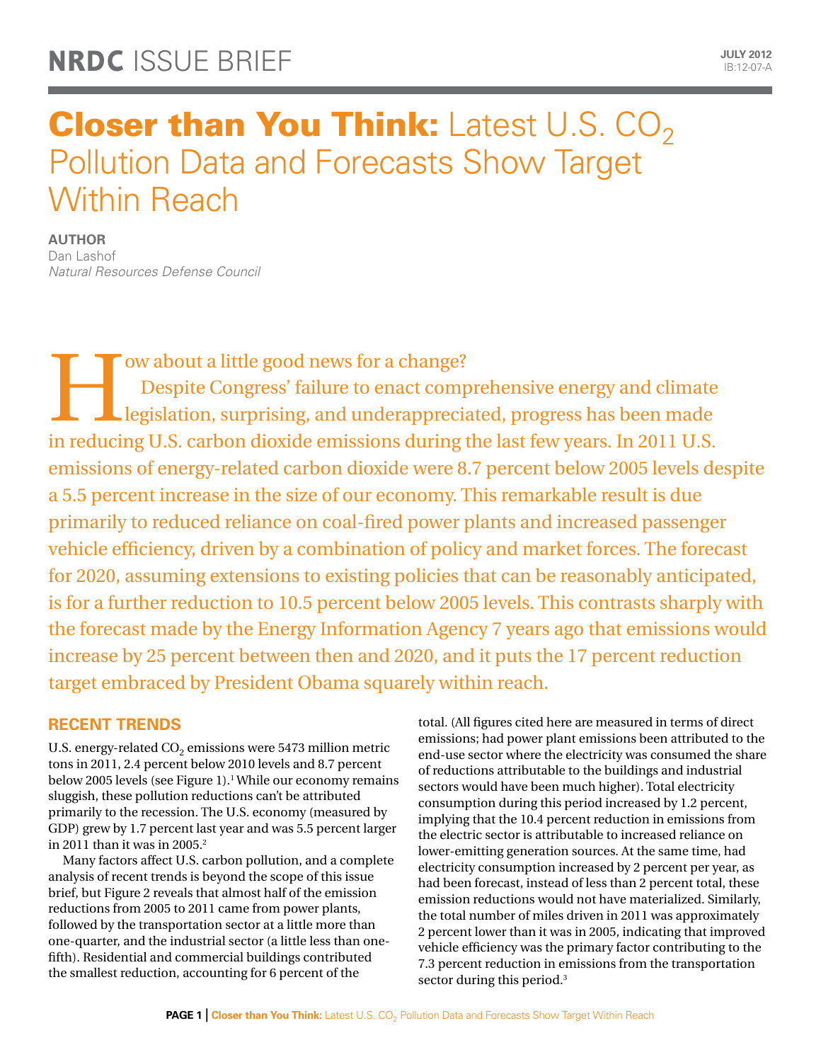NRDC ISSUE BRIEF

JULY 2012
IB:12-07-A

# Closer than You Think: Latest U.S. $CO_2$ Pollution Data and Forecasts Show Target Within Reach

**AUTHOR**
Dan Lashof
*Natural Resources Defense Council*

How about a little good news for a change?

Despite Congress' failure to enact comprehensive energy and climate legislation, surprising, and underappreciated, progress has been made in reducing U.S. carbon dioxide emissions during the last few years. In 2011 U.S. emissions of energy-related carbon dioxide were 8.7 percent below 2005 levels despite a 5.5 percent increase in the size of our economy. This remarkable result is due primarily to reduced reliance on coal-fired power plants and increased passenger vehicle efficiency, driven by a combination of policy and market forces. The forecast for 2020, assuming extensions to existing policies that can be reasonably anticipated, is for a further reduction to 10.5 percent below 2005 levels. This contrasts sharply with the forecast made by the Energy Information Agency 7 years ago that emissions would increase by 25 percent between then and 2020, and it puts the 17 percent reduction target embraced by President Obama squarely within reach.

## RECENT TRENDS

U.S. energy-related $CO_2$ emissions were 5473 million metric tons in 2011, 2.4 percent below 2010 levels and 8.7 percent below 2005 levels (see Figure 1).[1] While our economy remains sluggish, these pollution reductions can't be attributed primarily to the recession. The U.S. economy (measured by GDP) grew by 1.7 percent last year and was 5.5 percent larger in 2011 than it was in 2005.[2]

Many factors affect U.S. carbon pollution, and a complete analysis of recent trends is beyond the scope of this issue brief, but Figure 2 reveals that almost half of the emission reductions from 2005 to 2011 came from power plants, followed by the transportation sector at a little more than one-quarter, and the industrial sector (a little less than one-fifth). Residential and commercial buildings contributed the smallest reduction, accounting for 6 percent of the total. (All figures cited here are measured in terms of direct emissions; had power plant emissions been attributed to the end-use sector where the electricity was consumed the share of reductions attributable to the buildings and industrial sectors would have been much higher). Total electricity consumption during this period increased by 1.2 percent, implying that the 10.4 percent reduction in emissions from the electric sector is attributable to increased reliance on lower-emitting generation sources. At the same time, had electricity consumption increased by 2 percent per year, as had been forecast, instead of less than 2 percent total, these emission reductions would not have materialized. Similarly, the total number of miles driven in 2011 was approximately 2 percent lower than it was in 2005, indicating that improved vehicle efficiency was the primary factor contributing to the 7.3 percent reduction in emissions from the transportation sector during this period.[3]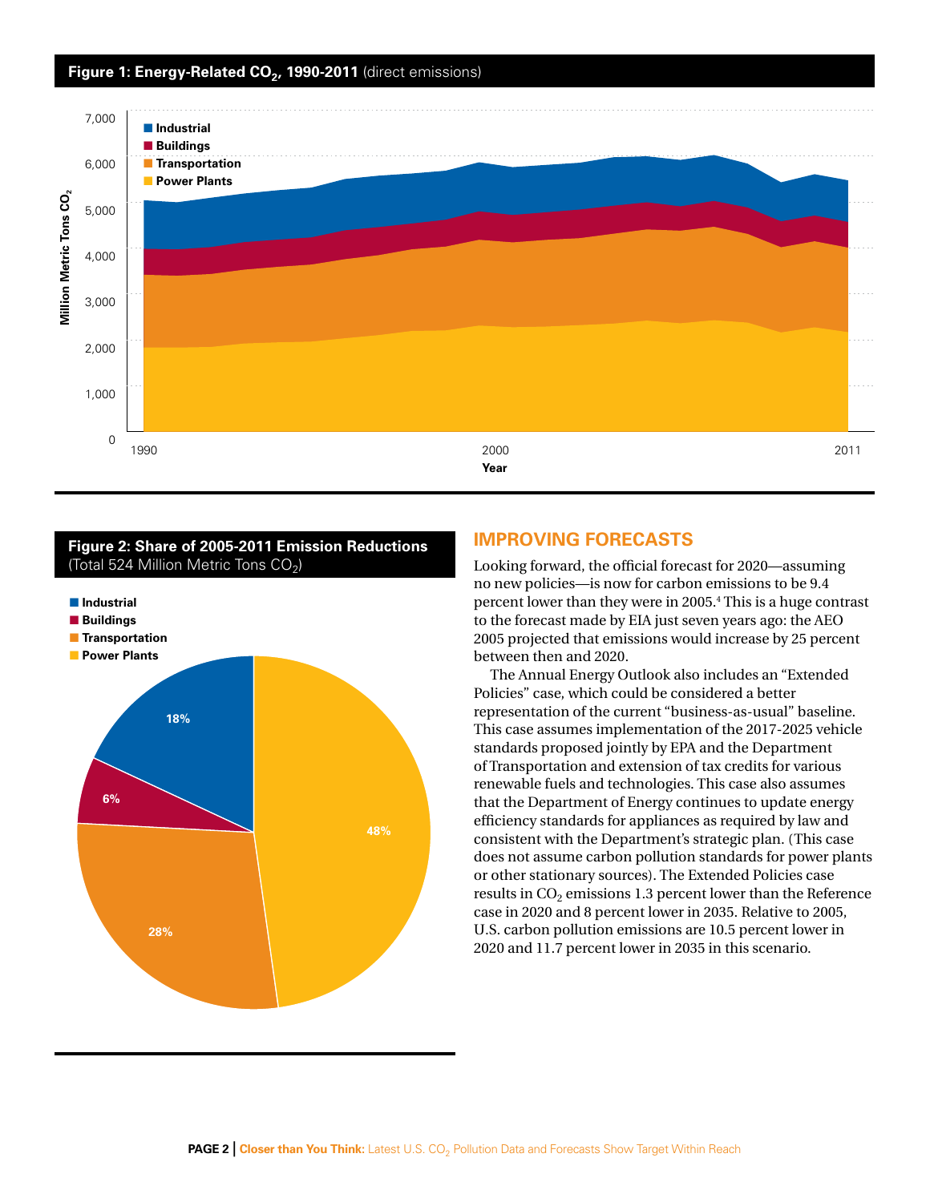**Figure 1: Energy-Related $CO_2$, 1990-2011** (direct emissions)

**Figure 2: Share of 2005-2011 Emission Reductions** (Total 524 Million Metric Tons $CO_2$)

## IMPROVING FORECASTS

Looking forward, the official forecast for 2020—assuming no new policies—is now for carbon emissions to be 9.4 percent lower than they were in 2005.[4] This is a huge contrast to the forecast made by EIA just seven years ago: the AEO 2005 projected that emissions would increase by 25 percent between then and 2020.

The Annual Energy Outlook also includes an "Extended Policies" case, which could be considered a better representation of the current "business-as-usual" baseline. This case assumes implementation of the 2017-2025 vehicle standards proposed jointly by EPA and the Department of Transportation and extension of tax credits for various renewable fuels and technologies. This case also assumes that the Department of Energy continues to update energy efficiency standards for appliances as required by law and consistent with the Department's strategic plan. (This case does not assume carbon pollution standards for power plants or other stationary sources). The Extended Policies case results in $CO_2$ emissions 1.3 percent lower than the Reference case in 2020 and 8 percent lower in 2035. Relative to 2005, U.S. carbon pollution emissions are 10.5 percent lower in 2020 and 11.7 percent lower in 2035 in this scenario.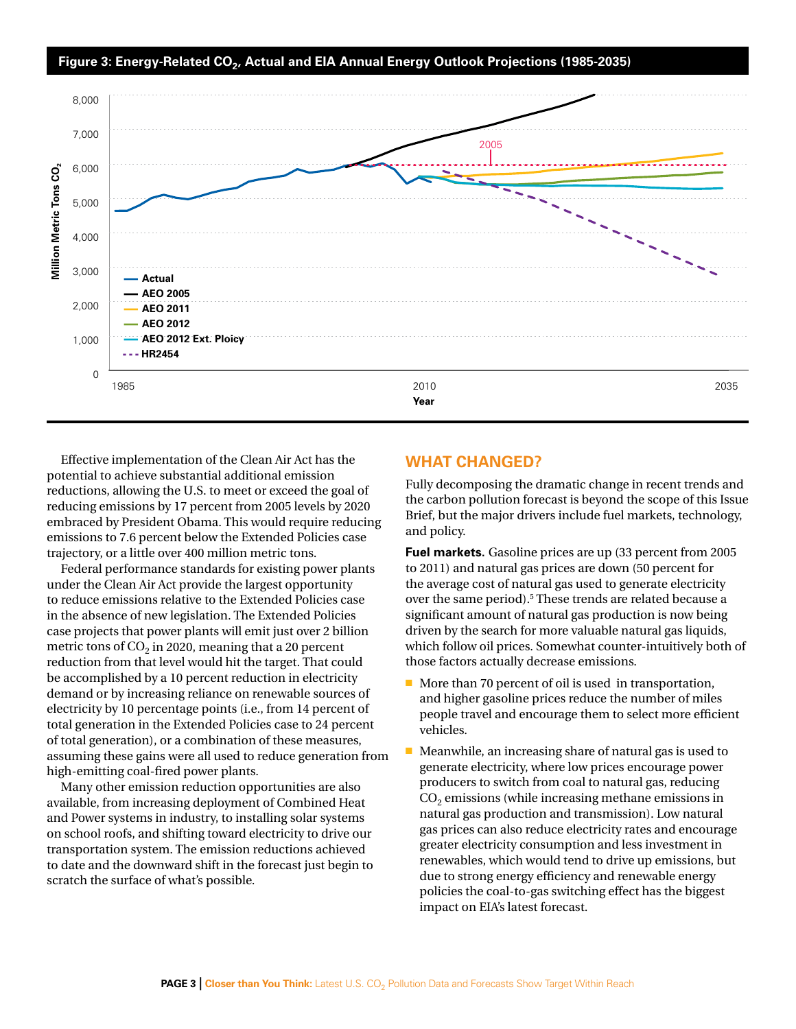**Figure 3: Energy-Related $CO_2$, Actual and EIA Annual Energy Outlook Projections (1985-2035)**

Effective implementation of the Clean Air Act has the potential to achieve substantial additional emission reductions, allowing the U.S. to meet or exceed the goal of reducing emissions by 17 percent from 2005 levels by 2020 embraced by President Obama. This would require reducing emissions to 7.6 percent below the Extended Policies case trajectory, or a little over 400 million metric tons.

Federal performance standards for existing power plants under the Clean Air Act provide the largest opportunity to reduce emissions relative to the Extended Policies case in the absence of new legislation. The Extended Policies case projects that power plants will emit just over 2 billion metric tons of $CO_2$ in 2020, meaning that a 20 percent reduction from that level would hit the target. That could be accomplished by a 10 percent reduction in electricity demand or by increasing reliance on renewable sources of electricity by 10 percentage points (i.e., from 14 percent of total generation in the Extended Policies case to 24 percent of total generation), or a combination of these measures, assuming these gains were all used to reduce generation from high-emitting coal-fired power plants.

Many other emission reduction opportunities are also available, from increasing deployment of Combined Heat and Power systems in industry, to installing solar systems on school roofs, and shifting toward electricity to drive our transportation system. The emission reductions achieved to date and the downward shift in the forecast just begin to scratch the surface of what's possible.

## WHAT CHANGED?

Fully decomposing the dramatic change in recent trends and the carbon pollution forecast is beyond the scope of this Issue Brief, but the major drivers include fuel markets, technology, and policy.

**Fuel markets.** Gasoline prices are up (33 percent from 2005 to 2011) and natural gas prices are down (50 percent for the average cost of natural gas used to generate electricity over the same period).[5] These trends are related because a significant amount of natural gas production is now being driven by the search for more valuable natural gas liquids, which follow oil prices. Somewhat counter-intuitively both of those factors actually decrease emissions.

- More than 70 percent of oil is used in transportation, and higher gasoline prices reduce the number of miles people travel and encourage them to select more efficient vehicles.
- Meanwhile, an increasing share of natural gas is used to generate electricity, where low prices encourage power producers to switch from coal to natural gas, reducing $CO_2$ emissions (while increasing methane emissions in natural gas production and transmission). Low natural gas prices can also reduce electricity rates and encourage greater electricity consumption and less investment in renewables, which would tend to drive up emissions, but due to strong energy efficiency and renewable energy policies the coal-to-gas switching effect has the biggest impact on EIA's latest forecast.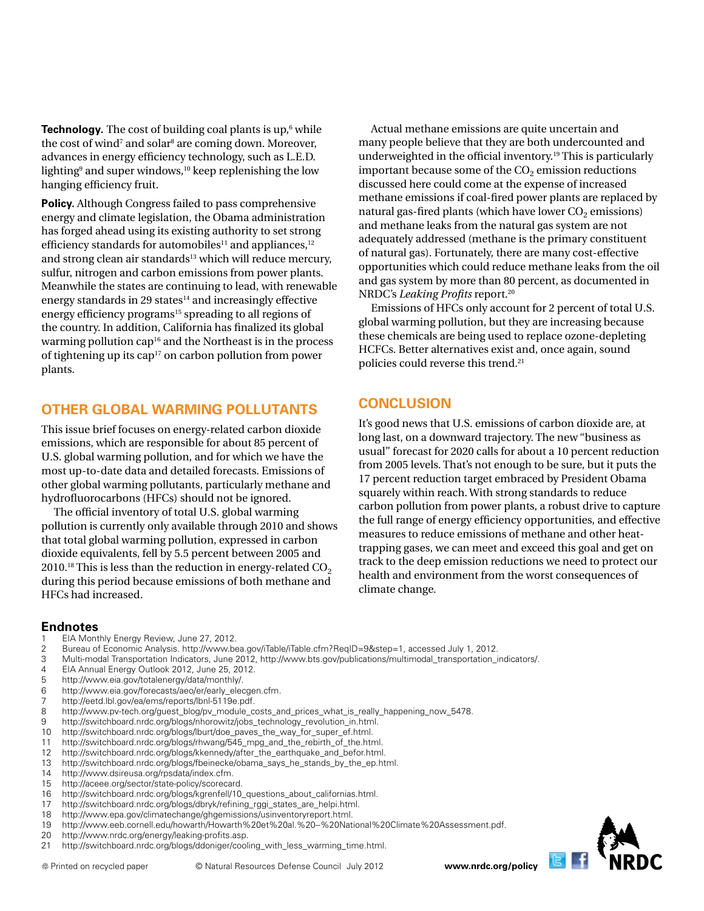**Technology.** The cost of building coal plants is up,[6] while the cost of wind[7] and solar[8] are coming down. Moreover, advances in energy efficiency technology, such as L.E.D. lighting[9] and super windows,[10] keep replenishing the low hanging efficiency fruit.

**Policy.** Although Congress failed to pass comprehensive energy and climate legislation, the Obama administration has forged ahead using its existing authority to set strong efficiency standards for automobiles[11] and appliances,[12] and strong clean air standards[13] which will reduce mercury, sulfur, nitrogen and carbon emissions from power plants. Meanwhile the states are continuing to lead, with renewable energy standards in 29 states[14] and increasingly effective energy efficiency programs[15] spreading to all regions of the country. In addition, California has finalized its global warming pollution cap[16] and the Northeast is in the process of tightening up its cap[17] on carbon pollution from power plants.

## OTHER GLOBAL WARMING POLLUTANTS

This issue brief focuses on energy-related carbon dioxide emissions, which are responsible for about 85 percent of U.S. global warming pollution, and for which we have the most up-to-date data and detailed forecasts. Emissions of other global warming pollutants, particularly methane and hydrofluorocarbons (HFCs) should not be ignored.

The official inventory of total U.S. global warming pollution is currently only available through 2010 and shows that total global warming pollution, expressed in carbon dioxide equivalents, fell by 5.5 percent between 2005 and 2010.[18] This is less than the reduction in energy-related $CO_2$ during this period because emissions of both methane and HFCs had increased.

Actual methane emissions are quite uncertain and many people believe that they are both undercounted and underweighted in the official inventory.[19] This is particularly important because some of the $CO_2$ emission reductions discussed here could come at the expense of increased methane emissions if coal-fired power plants are replaced by natural gas-fired plants (which have lower $CO_2$ emissions) and methane leaks from the natural gas system are not adequately addressed (methane is the primary constituent of natural gas). Fortunately, there are many cost-effective opportunities which could reduce methane leaks from the oil and gas system by more than 80 percent, as documented in NRDC's *Leaking Profits* report.[20]

Emissions of HFCs only account for 2 percent of total U.S. global warming pollution, but they are increasing because these chemicals are being used to replace ozone-depleting HCFCs. Better alternatives exist and, once again, sound policies could reverse this trend.[21]

## CONCLUSION

It's good news that U.S. emissions of carbon dioxide are, at long last, on a downward trajectory. The new "business as usual" forecast for 2020 calls for about a 10 percent reduction from 2005 levels. That's not enough to be sure, but it puts the 17 percent reduction target embraced by President Obama squarely within reach. With strong standards to reduce carbon pollution from power plants, a robust drive to capture the full range of energy efficiency opportunities, and effective measures to reduce emissions of methane and other heat-trapping gases, we can meet and exceed this goal and get on track to the deep emission reductions we need to protect our health and environment from the worst consequences of climate change.

### Endnotes

1. EIA Monthly Energy Review, June 27, 2012.
2. Bureau of Economic Analysis. http://www.bea.gov/iTable/iTable.cfm?ReqID=9&step=1, accessed July 1, 2012.
3. Multi-modal Transportation Indicators, June 2012, http://www.bts.gov/publications/multimodal_transportation_indicators/.
4. EIA Annual Energy Outlook 2012, June 25, 2012.
5. http://www.eia.gov/totalenergy/data/monthly/.
6. http://www.eia.gov/forecasts/aeo/er/early_elecgen.cfm.
7. http://eetd.lbl.gov/ea/ems/reports/lbnl-5119e.pdf.
8. http://www.pv-tech.org/guest_blog/pv_module_costs_and_prices_what_is_really_happening_now_5478.
9. http://switchboard.nrdc.org/blogs/nhorowitz/jobs_technology_revolution_in.html.
10. http://switchboard.nrdc.org/blogs/lburt/doe_paves_the_way_for_super_ef.html.
11. http://switchboard.nrdc.org/blogs/rhwang/545_mpg_and_the_rebirth_of_the.html.
12. http://switchboard.nrdc.org/blogs/kkennedy/after_the_earthquake_and_befor.html.
13. http://switchboard.nrdc.org/blogs/fbeinecke/obama_says_he_stands_by_the_ep.html.
14. http://www.dsireusa.org/rpsdata/index.cfm.
15. http://aceee.org/sector/state-policy/scorecard.
16. http://switchboard.nrdc.org/blogs/kgrenfell/10_questions_about_californias.html.
17. http://switchboard.nrdc.org/blogs/dbryk/refining_rggi_states_are_helpi.html.
18. http://www.epa.gov/climatechange/ghgemissions/usinventoryreport.html.
19. http://www.eeb.cornell.edu/howarth/Howarth%20et%20al.%20–%20National%20Climate%20Assessment.pdf.
20. http://www.nrdc.org/energy/leaking-profits.asp.
21. http://switchboard.nrdc.org/blogs/ddoniger/cooling_with_less_warming_time.html.

Printed on recycled paper © Natural Resources Defense Council July 2012 www.nrdc.org/policy

NRDC